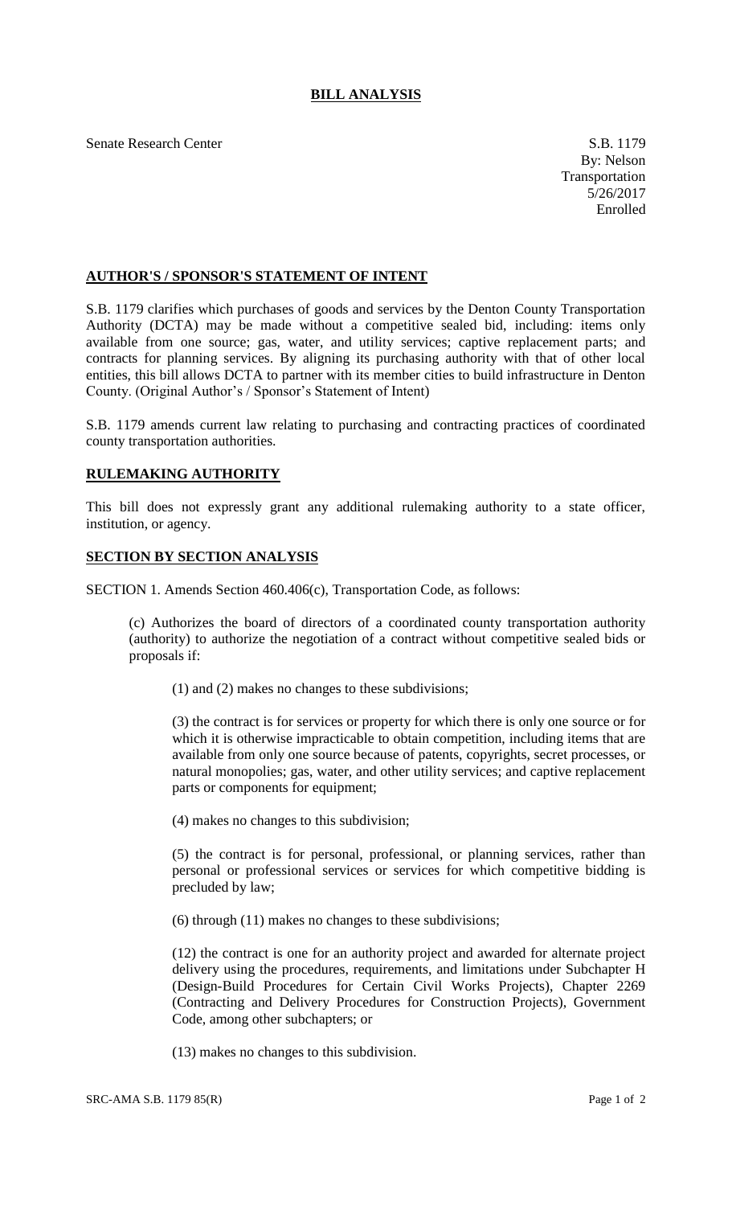# BILL ANALYSIS

Senate Research Center

S.B. 1179
By: Nelson
Transportation
5/26/2017
Enrolled

## AUTHOR'S / SPONSOR'S STATEMENT OF INTENT

S.B. 1179 clarifies which purchases of goods and services by the Denton County Transportation Authority (DCTA) may be made without a competitive sealed bid, including: items only available from one source; gas, water, and utility services; captive replacement parts; and contracts for planning services. By aligning its purchasing authority with that of other local entities, this bill allows DCTA to partner with its member cities to build infrastructure in Denton County. (Original Author's / Sponsor's Statement of Intent)

S.B. 1179 amends current law relating to purchasing and contracting practices of coordinated county transportation authorities.

## RULEMAKING AUTHORITY

This bill does not expressly grant any additional rulemaking authority to a state officer, institution, or agency.

## SECTION BY SECTION ANALYSIS

SECTION 1. Amends Section 460.406(c), Transportation Code, as follows:

(c) Authorizes the board of directors of a coordinated county transportation authority (authority) to authorize the negotiation of a contract without competitive sealed bids or proposals if:

(1) and (2) makes no changes to these subdivisions;

(3) the contract is for services or property for which there is only one source or for which it is otherwise impracticable to obtain competition, including items that are available from only one source because of patents, copyrights, secret processes, or natural monopolies; gas, water, and other utility services; and captive replacement parts or components for equipment;

(4) makes no changes to this subdivision;

(5) the contract is for personal, professional, or planning services, rather than personal or professional services or services for which competitive bidding is precluded by law;

(6) through (11) makes no changes to these subdivisions;

(12) the contract is one for an authority project and awarded for alternate project delivery using the procedures, requirements, and limitations under Subchapter H (Design-Build Procedures for Certain Civil Works Projects), Chapter 2269 (Contracting and Delivery Procedures for Construction Projects), Government Code, among other subchapters; or

(13) makes no changes to this subdivision.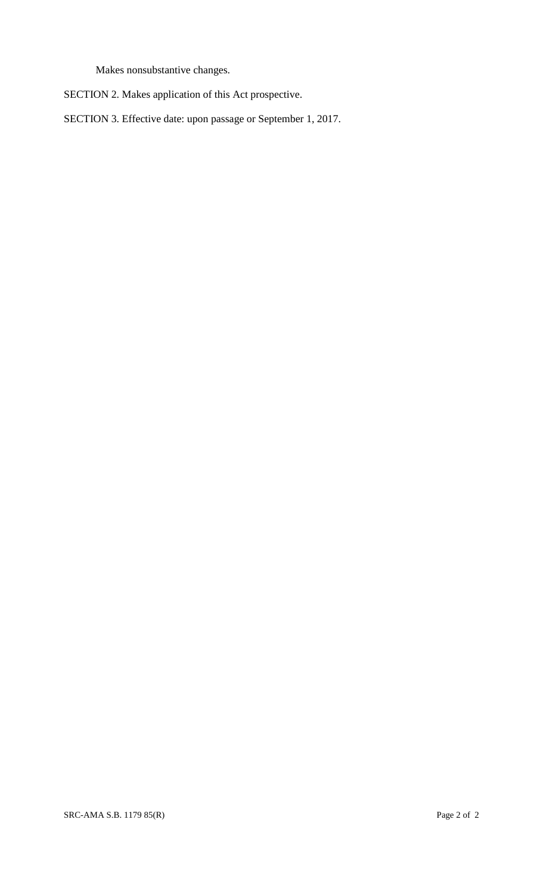Makes nonsubstantive changes.

SECTION 2. Makes application of this Act prospective.

SECTION 3. Effective date: upon passage or September 1, 2017.